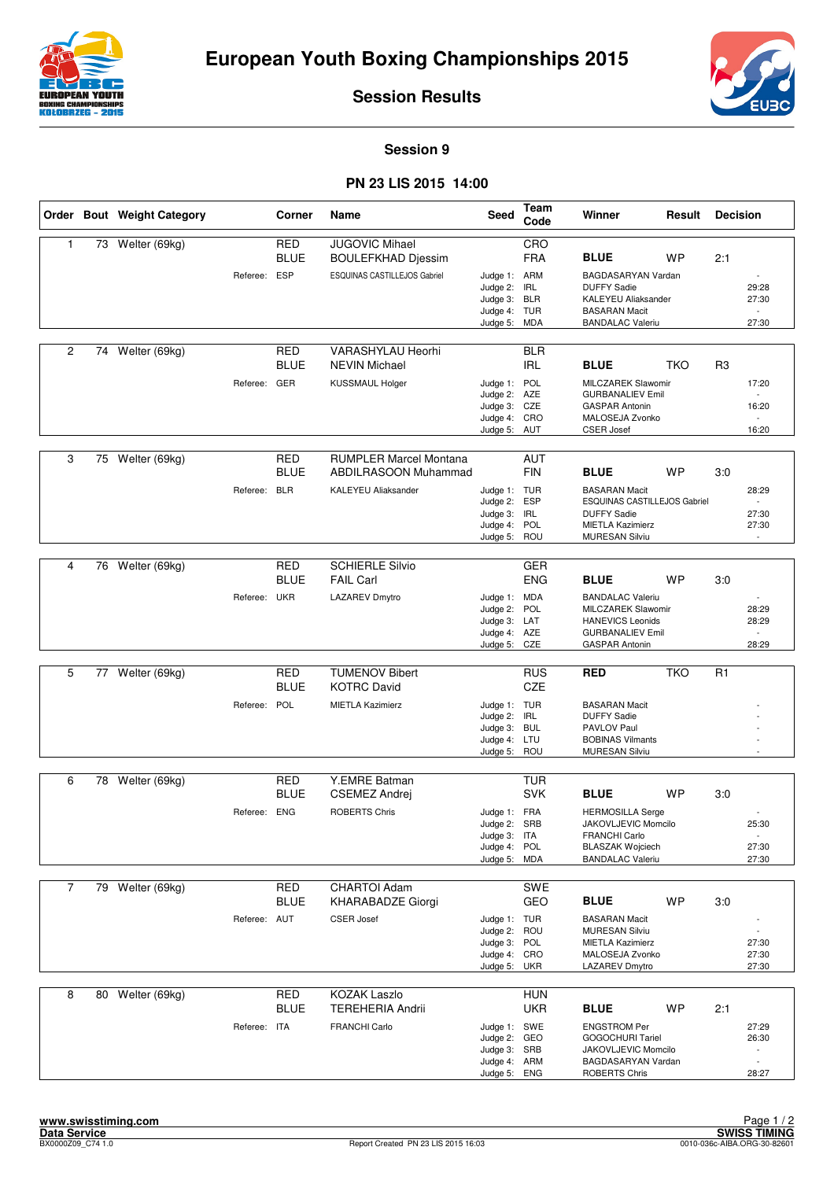# European Youth Boxing Championships 2015

## Session Results

### Session 9

### PN 23 LIS 2015 14:00

| Order | Bout | Weight Category | Corner | Name | Seed | Team Code | Winner | Result | Decision |
|---|---|---|---|---|---|---|---|---|---|
| 1 | 73 | Welter (69kg) | RED | JUGOVIC Mihael | | CRO | | | |
| | | | BLUE | BOULEFKHAD Djessim | | FRA | **BLUE** | WP | 2:1 |
| | | Referee: ESP | | ESQUINAS CASTILLEJOS Gabriel | Judge 1: | ARM | BAGDASARYAN Vardan | | - |
| | | | | | Judge 2: | IRL | DUFFY Sadie | | 29:28 |
| | | | | | Judge 3: | BLR | KALEYEU Aliaksander | | 27:30 |
| | | | | | Judge 4: | TUR | BASARAN Macit | | - |
| | | | | | Judge 5: | MDA | BANDALAC Valeriu | | 27:30 |
| 2 | 74 | Welter (69kg) | RED | VARASHYLAU Heorhi | | BLR | | | |
| | | | BLUE | NEVIN Michael | | IRL | **BLUE** | TKO | R3 |
| | | Referee: GER | | KUSSMAUL Holger | Judge 1: | POL | MILCZAREK Slawomir | | 17:20 |
| | | | | | Judge 2: | AZE | GURBANALIEV Emil | | - |
| | | | | | Judge 3: | CZE | GASPAR Antonin | | 16:20 |
| | | | | | Judge 4: | CRO | MALOSEJA Zvonko | | - |
| | | | | | Judge 5: | AUT | CSER Josef | | 16:20 |
| 3 | 75 | Welter (69kg) | RED | RUMPLER Marcel Montana | | AUT | | | |
| | | | BLUE | ABDILRASOON Muhammad | | FIN | **BLUE** | WP | 3:0 |
| | | Referee: BLR | | KALEYEU Aliaksander | Judge 1: | TUR | BASARAN Macit | | 28:29 |
| | | | | | Judge 2: | ESP | ESQUINAS CASTILLEJOS Gabriel | | - |
| | | | | | Judge 3: | IRL | DUFFY Sadie | | 27:30 |
| | | | | | Judge 4: | POL | MIETLA Kazimierz | | 27:30 |
| | | | | | Judge 5: | ROU | MURESAN Silviu | | - |
| 4 | 76 | Welter (69kg) | RED | SCHIERLE Silvio | | GER | | | |
| | | | BLUE | FAIL Carl | | ENG | **BLUE** | WP | 3:0 |
| | | Referee: UKR | | LAZAREV Dmytro | Judge 1: | MDA | BANDALAC Valeriu | | - |
| | | | | | Judge 2: | POL | MILCZAREK Slawomir | | 28:29 |
| | | | | | Judge 3: | LAT | HANEVICS Leonids | | 28:29 |
| | | | | | Judge 4: | AZE | GURBANALIEV Emil | | - |
| | | | | | Judge 5: | CZE | GASPAR Antonin | | 28:29 |
| 5 | 77 | Welter (69kg) | RED | TUMENOV Bibert | | RUS | **RED** | TKO | R1 |
| | | | BLUE | KOTRC David | | CZE | | | |
| | | Referee: POL | | MIETLA Kazimierz | Judge 1: | TUR | BASARAN Macit | | - |
| | | | | | Judge 2: | IRL | DUFFY Sadie | | - |
| | | | | | Judge 3: | BUL | PAVLOV Paul | | - |
| | | | | | Judge 4: | LTU | BOBINAS Vilmants | | - |
| | | | | | Judge 5: | ROU | MURESAN Silviu | | - |
| 6 | 78 | Welter (69kg) | RED | Y.EMRE Batman | | TUR | | | |
| | | | BLUE | CSEMEZ Andrej | | SVK | **BLUE** | WP | 3:0 |
| | | Referee: ENG | | ROBERTS Chris | Judge 1: | FRA | HERMOSILLA Serge | | - |
| | | | | | Judge 2: | SRB | JAKOVLJEVIC Momcilo | | 25:30 |
| | | | | | Judge 3: | ITA | FRANCHI Carlo | | - |
| | | | | | Judge 4: | POL | BLASZAK Wojciech | | 27:30 |
| | | | | | Judge 5: | MDA | BANDALAC Valeriu | | 27:30 |
| 7 | 79 | Welter (69kg) | RED | CHARTOI Adam | | SWE | | | |
| | | | BLUE | KHARABADZE Giorgi | | GEO | **BLUE** | WP | 3:0 |
| | | Referee: AUT | | CSER Josef | Judge 1: | TUR | BASARAN Macit | | - |
| | | | | | Judge 2: | ROU | MURESAN Silviu | | - |
| | | | | | Judge 3: | POL | MIETLA Kazimierz | | 27:30 |
| | | | | | Judge 4: | CRO | MALOSEJA Zvonko | | 27:30 |
| | | | | | Judge 5: | UKR | LAZAREV Dmytro | | 27:30 |
| 8 | 80 | Welter (69kg) | RED | KOZAK Laszlo | | HUN | | | |
| | | | BLUE | TEREHERIA Andrii | | UKR | **BLUE** | WP | 2:1 |
| | | Referee: ITA | | FRANCHI Carlo | Judge 1: | SWE | ENGSTROM Per | | 27:29 |
| | | | | | Judge 2: | GEO | GOGOCHURI Tariel | | 26:30 |
| | | | | | Judge 3: | SRB | JAKOVLJEVIC Momcilo | | - |
| | | | | | Judge 4: | ARM | BAGDASARYAN Vardan | | - |
| | | | | | Judge 5: | ENG | ROBERTS Chris | | 28:27 |

www.swisstiming.com
Data Service
BX0000Z09_C74 1.0

Report Created PN 23 LIS 2015 16:03

SWISS TIMING
0010-036c-AIBA.ORG-30-82601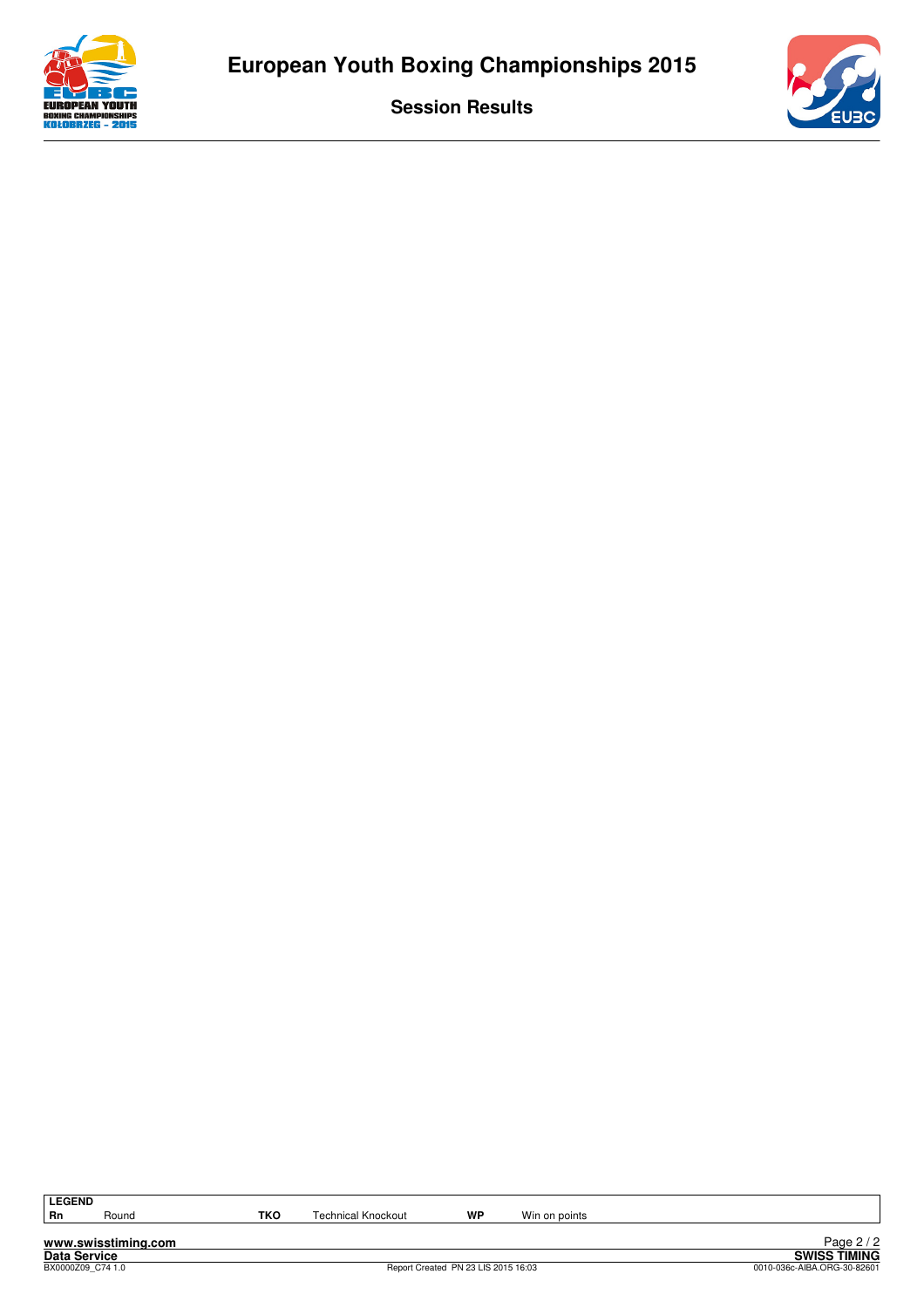# European Youth Boxing Championships 2015

## Session Results

| LEGEND | | | | | |
|---|---|---|---|---|---|
| **Rn** | Round | **TKO** | Technical Knockout | **WP** | Win on points |